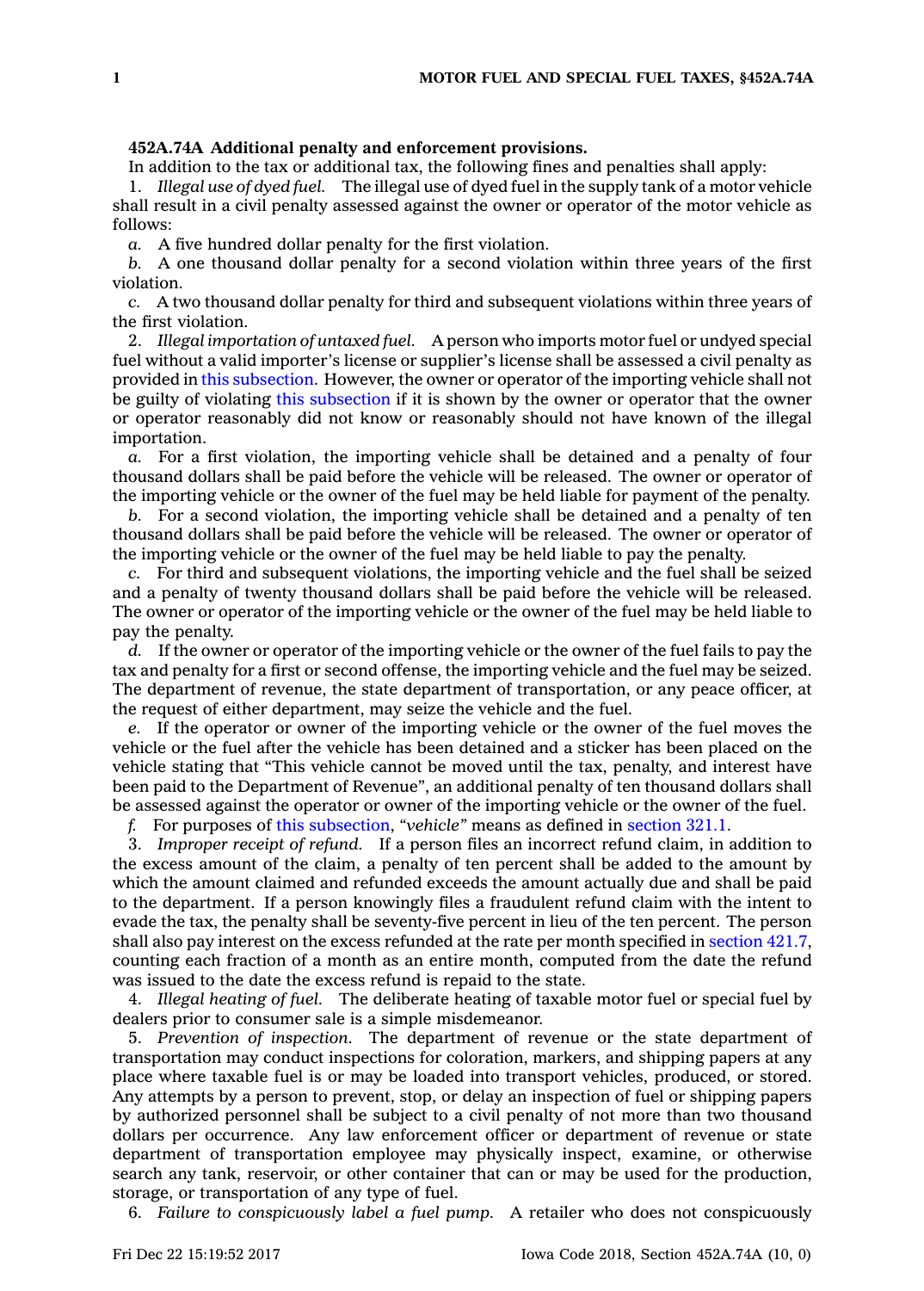**452A.74A Additional penalty and enforcement provisions.**

In addition to the tax or additional tax, the following fines and penalties shall apply:

1. *Illegal use of dyed fuel.* The illegal use of dyed fuel in the supply tank of a motor vehicle shall result in a civil penalty assessed against the owner or operator of the motor vehicle as follows:

*a.* A five hundred dollar penalty for the first violation.

*b.* A one thousand dollar penalty for a second violation within three years of the first violation.

*c.* A two thousand dollar penalty for third and subsequent violations within three years of the first violation.

2. *Illegal importation of untaxed fuel.* A person who imports motor fuel or undyed special fuel without a valid importer's license or supplier's license shall be assessed a civil penalty as provided in this subsection. However, the owner or operator of the importing vehicle shall not be guilty of violating this subsection if it is shown by the owner or operator that the owner or operator reasonably did not know or reasonably should not have known of the illegal importation.

*a.* For a first violation, the importing vehicle shall be detained and a penalty of four thousand dollars shall be paid before the vehicle will be released. The owner or operator of the importing vehicle or the owner of the fuel may be held liable for payment of the penalty.

*b.* For a second violation, the importing vehicle shall be detained and a penalty of ten thousand dollars shall be paid before the vehicle will be released. The owner or operator of the importing vehicle or the owner of the fuel may be held liable to pay the penalty.

*c.* For third and subsequent violations, the importing vehicle and the fuel shall be seized and a penalty of twenty thousand dollars shall be paid before the vehicle will be released. The owner or operator of the importing vehicle or the owner of the fuel may be held liable to pay the penalty.

*d.* If the owner or operator of the importing vehicle or the owner of the fuel fails to pay the tax and penalty for a first or second offense, the importing vehicle and the fuel may be seized. The department of revenue, the state department of transportation, or any peace officer, at the request of either department, may seize the vehicle and the fuel.

*e.* If the operator or owner of the importing vehicle or the owner of the fuel moves the vehicle or the fuel after the vehicle has been detained and a sticker has been placed on the vehicle stating that "This vehicle cannot be moved until the tax, penalty, and interest have been paid to the Department of Revenue", an additional penalty of ten thousand dollars shall be assessed against the operator or owner of the importing vehicle or the owner of the fuel.

*f.* For purposes of this subsection, *"vehicle"* means as defined in section 321.1.

3. *Improper receipt of refund.* If a person files an incorrect refund claim, in addition to the excess amount of the claim, a penalty of ten percent shall be added to the amount by which the amount claimed and refunded exceeds the amount actually due and shall be paid to the department. If a person knowingly files a fraudulent refund claim with the intent to evade the tax, the penalty shall be seventy-five percent in lieu of the ten percent. The person shall also pay interest on the excess refunded at the rate per month specified in section 421.7, counting each fraction of a month as an entire month, computed from the date the refund was issued to the date the excess refund is repaid to the state.

4. *Illegal heating of fuel.* The deliberate heating of taxable motor fuel or special fuel by dealers prior to consumer sale is a simple misdemeanor.

5. *Prevention of inspection.* The department of revenue or the state department of transportation may conduct inspections for coloration, markers, and shipping papers at any place where taxable fuel is or may be loaded into transport vehicles, produced, or stored. Any attempts by a person to prevent, stop, or delay an inspection of fuel or shipping papers by authorized personnel shall be subject to a civil penalty of not more than two thousand dollars per occurrence. Any law enforcement officer or department of revenue or state department of transportation employee may physically inspect, examine, or otherwise search any tank, reservoir, or other container that can or may be used for the production, storage, or transportation of any type of fuel.

6. *Failure to conspicuously label a fuel pump.* A retailer who does not conspicuously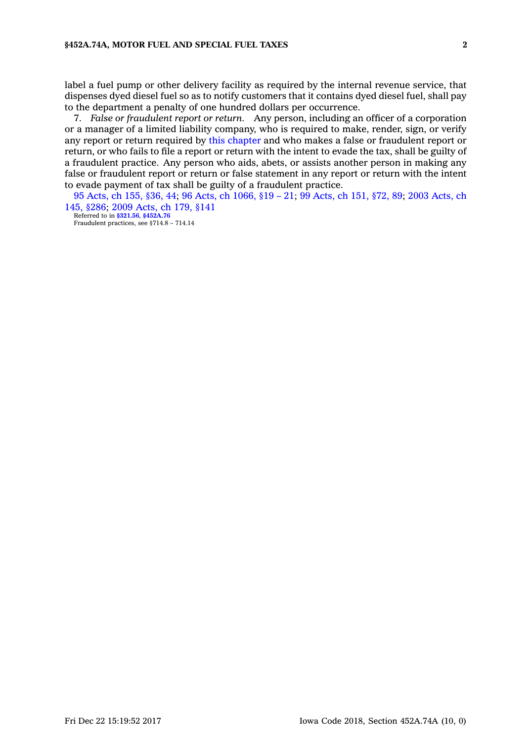label a fuel pump or other delivery facility as required by the internal revenue service, that dispenses dyed diesel fuel so as to notify customers that it contains dyed diesel fuel, shall pay to the department a penalty of one hundred dollars per occurrence.

7. *False or fraudulent report or return.* Any person, including an officer of a corporation or a manager of a limited liability company, who is required to make, render, sign, or verify any report or return required by this chapter and who makes a false or fraudulent report or return, or who fails to file a report or return with the intent to evade the tax, shall be guilty of a fraudulent practice. Any person who aids, abets, or assists another person in making any false or fraudulent report or return or false statement in any report or return with the intent to evade payment of tax shall be guilty of a fraudulent practice.

95 Acts, ch 155, §36, 44; 96 Acts, ch 1066, §19 – 21; 99 Acts, ch 151, §72, 89; 2003 Acts, ch 145, §286; 2009 Acts, ch 179, §141

Referred to in **§321.56**, **§452A.76**

Fraudulent practices, see §714.8 – 714.14